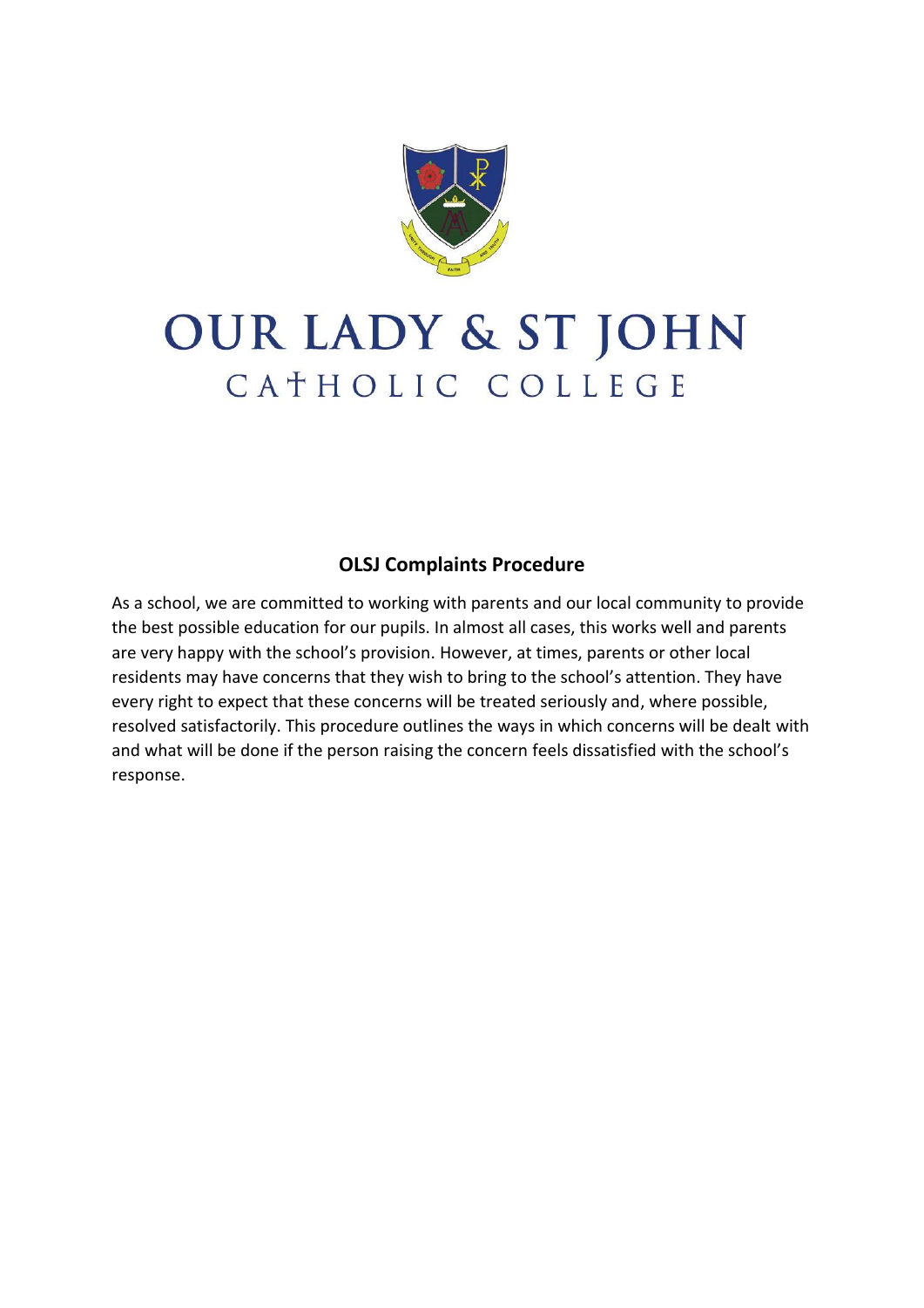# OUR LADY & ST JOHN
## CATHOLIC COLLEGE

### OLSJ Complaints Procedure

As a school, we are committed to working with parents and our local community to provide the best possible education for our pupils. In almost all cases, this works well and parents are very happy with the school's provision. However, at times, parents or other local residents may have concerns that they wish to bring to the school's attention. They have every right to expect that these concerns will be treated seriously and, where possible, resolved satisfactorily. This procedure outlines the ways in which concerns will be dealt with and what will be done if the person raising the concern feels dissatisfied with the school's response.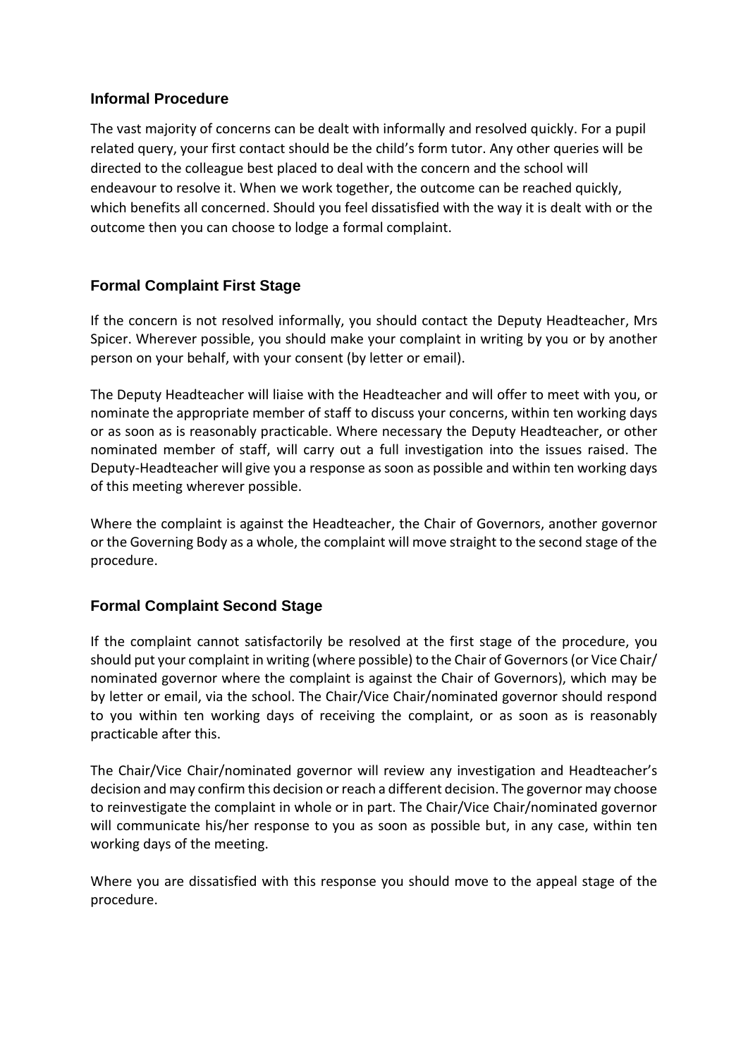## Informal Procedure

The vast majority of concerns can be dealt with informally and resolved quickly. For a pupil related query, your first contact should be the child's form tutor. Any other queries will be directed to the colleague best placed to deal with the concern and the school will endeavour to resolve it. When we work together, the outcome can be reached quickly, which benefits all concerned. Should you feel dissatisfied with the way it is dealt with or the outcome then you can choose to lodge a formal complaint.

## Formal Complaint First Stage

If the concern is not resolved informally, you should contact the Deputy Headteacher, Mrs Spicer. Wherever possible, you should make your complaint in writing by you or by another person on your behalf, with your consent (by letter or email).

The Deputy Headteacher will liaise with the Headteacher and will offer to meet with you, or nominate the appropriate member of staff to discuss your concerns, within ten working days or as soon as is reasonably practicable. Where necessary the Deputy Headteacher, or other nominated member of staff, will carry out a full investigation into the issues raised. The Deputy-Headteacher will give you a response as soon as possible and within ten working days of this meeting wherever possible.

Where the complaint is against the Headteacher, the Chair of Governors, another governor or the Governing Body as a whole, the complaint will move straight to the second stage of the procedure.

## Formal Complaint Second Stage

If the complaint cannot satisfactorily be resolved at the first stage of the procedure, you should put your complaint in writing (where possible) to the Chair of Governors (or Vice Chair/ nominated governor where the complaint is against the Chair of Governors), which may be by letter or email, via the school. The Chair/Vice Chair/nominated governor should respond to you within ten working days of receiving the complaint, or as soon as is reasonably practicable after this.

The Chair/Vice Chair/nominated governor will review any investigation and Headteacher's decision and may confirm this decision or reach a different decision. The governor may choose to reinvestigate the complaint in whole or in part. The Chair/Vice Chair/nominated governor will communicate his/her response to you as soon as possible but, in any case, within ten working days of the meeting.

Where you are dissatisfied with this response you should move to the appeal stage of the procedure.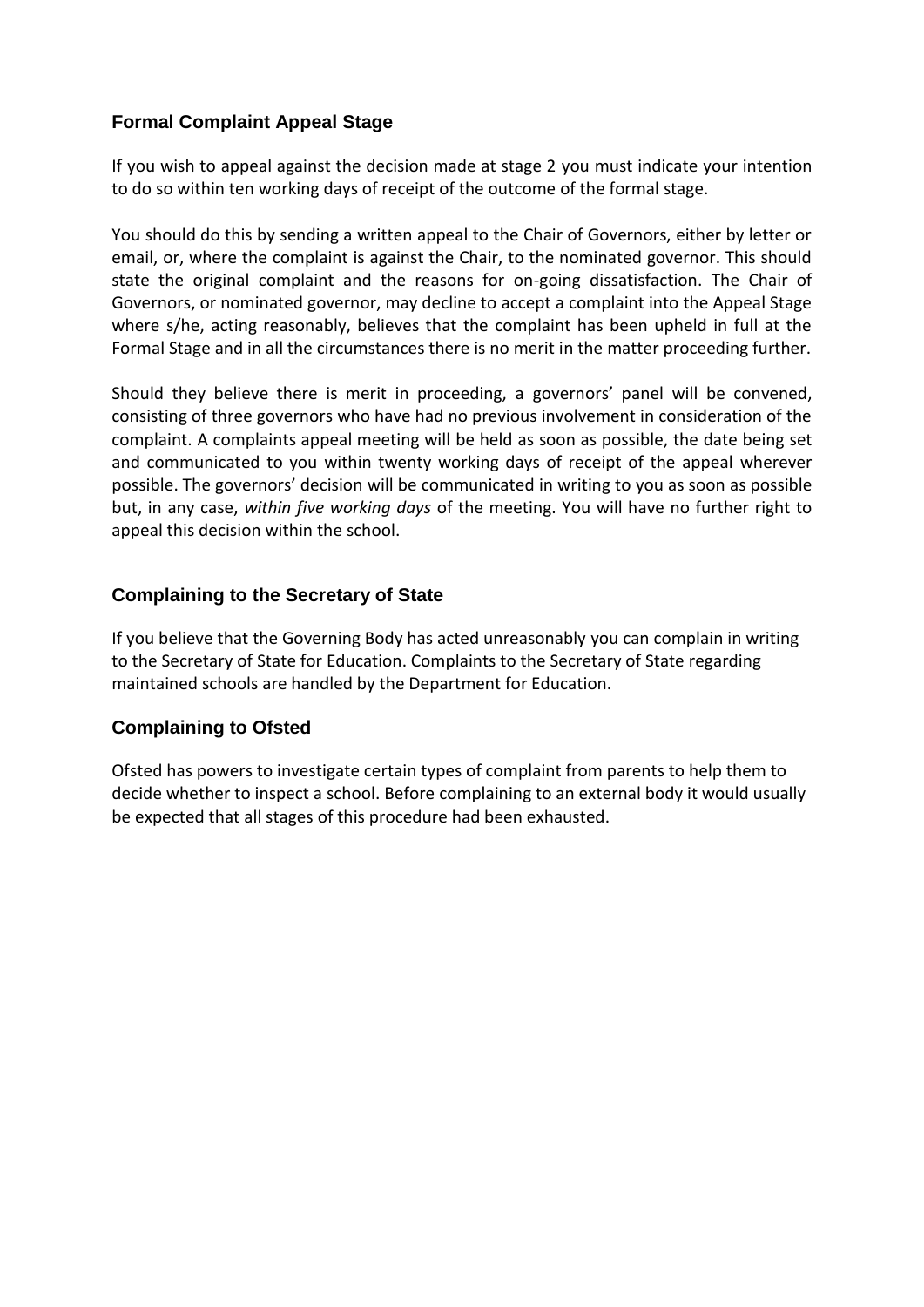## Formal Complaint Appeal Stage

If you wish to appeal against the decision made at stage 2 you must indicate your intention to do so within ten working days of receipt of the outcome of the formal stage.

You should do this by sending a written appeal to the Chair of Governors, either by letter or email, or, where the complaint is against the Chair, to the nominated governor. This should state the original complaint and the reasons for on-going dissatisfaction. The Chair of Governors, or nominated governor, may decline to accept a complaint into the Appeal Stage where s/he, acting reasonably, believes that the complaint has been upheld in full at the Formal Stage and in all the circumstances there is no merit in the matter proceeding further.

Should they believe there is merit in proceeding, a governors' panel will be convened, consisting of three governors who have had no previous involvement in consideration of the complaint. A complaints appeal meeting will be held as soon as possible, the date being set and communicated to you within twenty working days of receipt of the appeal wherever possible. The governors' decision will be communicated in writing to you as soon as possible but, in any case, *within five working days* of the meeting. You will have no further right to appeal this decision within the school.

## Complaining to the Secretary of State

If you believe that the Governing Body has acted unreasonably you can complain in writing to the Secretary of State for Education. Complaints to the Secretary of State regarding maintained schools are handled by the Department for Education.

## Complaining to Ofsted

Ofsted has powers to investigate certain types of complaint from parents to help them to decide whether to inspect a school. Before complaining to an external body it would usually be expected that all stages of this procedure had been exhausted.